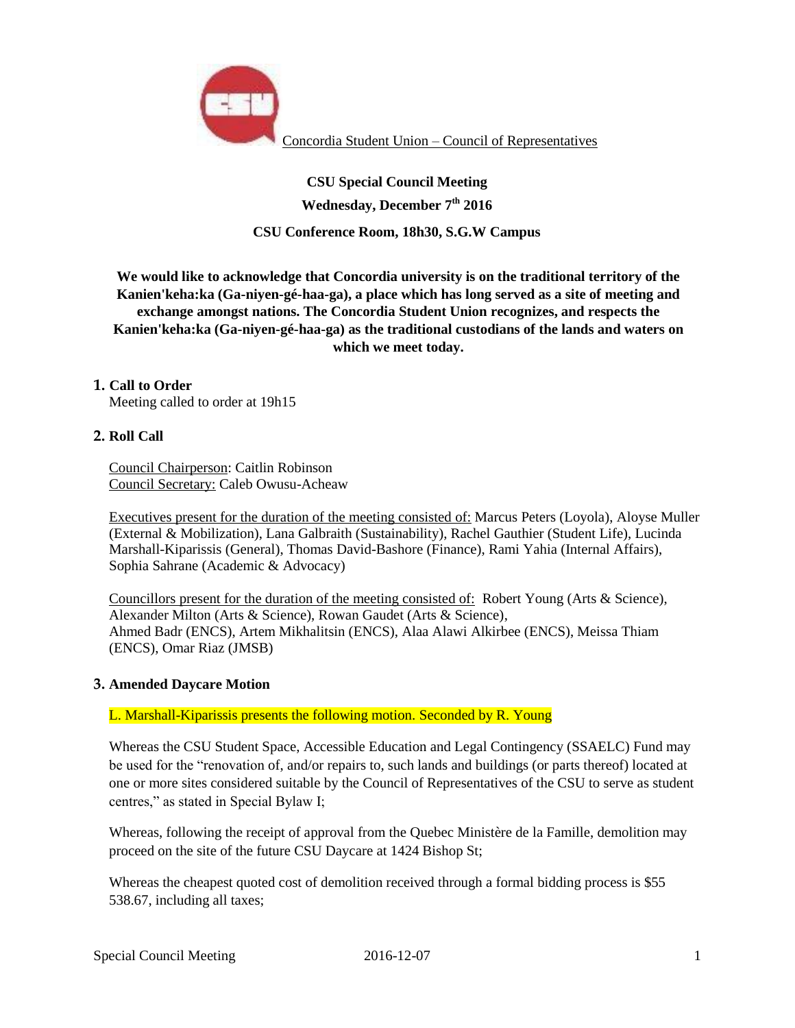Concordia Student Union – Council of Representatives

**CSU Special Council Meeting**

**Wednesday, December 7th 2016**

**CSU Conference Room, 18h30, S.G.W Campus**

**We would like to acknowledge that Concordia university is on the traditional territory of the Kanien'keha:ka (Ga-niyen-gé-haa-ga), a place which has long served as a site of meeting and exchange amongst nations. The Concordia Student Union recognizes, and respects the Kanien'keha:ka (Ga-niyen-gé-haa-ga) as the traditional custodians of the lands and waters on which we meet today.**

## 1. Call to Order

Meeting called to order at 19h15

## 2. Roll Call

Council Chairperson: Caitlin Robinson
Council Secretary: Caleb Owusu-Acheaw

Executives present for the duration of the meeting consisted of: Marcus Peters (Loyola), Aloyse Muller (External & Mobilization), Lana Galbraith (Sustainability), Rachel Gauthier (Student Life), Lucinda Marshall-Kiparissis (General), Thomas David-Bashore (Finance), Rami Yahia (Internal Affairs), Sophia Sahrane (Academic & Advocacy)

Councillors present for the duration of the meeting consisted of: Robert Young (Arts & Science), Alexander Milton (Arts & Science), Rowan Gaudet (Arts & Science), Ahmed Badr (ENCS), Artem Mikhalitsin (ENCS), Alaa Alawi Alkirbee (ENCS), Meissa Thiam (ENCS), Omar Riaz (JMSB)

## 3. Amended Daycare Motion

L. Marshall-Kiparissis presents the following motion. Seconded by R. Young

Whereas the CSU Student Space, Accessible Education and Legal Contingency (SSAELC) Fund may be used for the "renovation of, and/or repairs to, such lands and buildings (or parts thereof) located at one or more sites considered suitable by the Council of Representatives of the CSU to serve as student centres," as stated in Special Bylaw I;

Whereas, following the receipt of approval from the Quebec Ministère de la Famille, demolition may proceed on the site of the future CSU Daycare at 1424 Bishop St;

Whereas the cheapest quoted cost of demolition received through a formal bidding process is $55 538.67, including all taxes;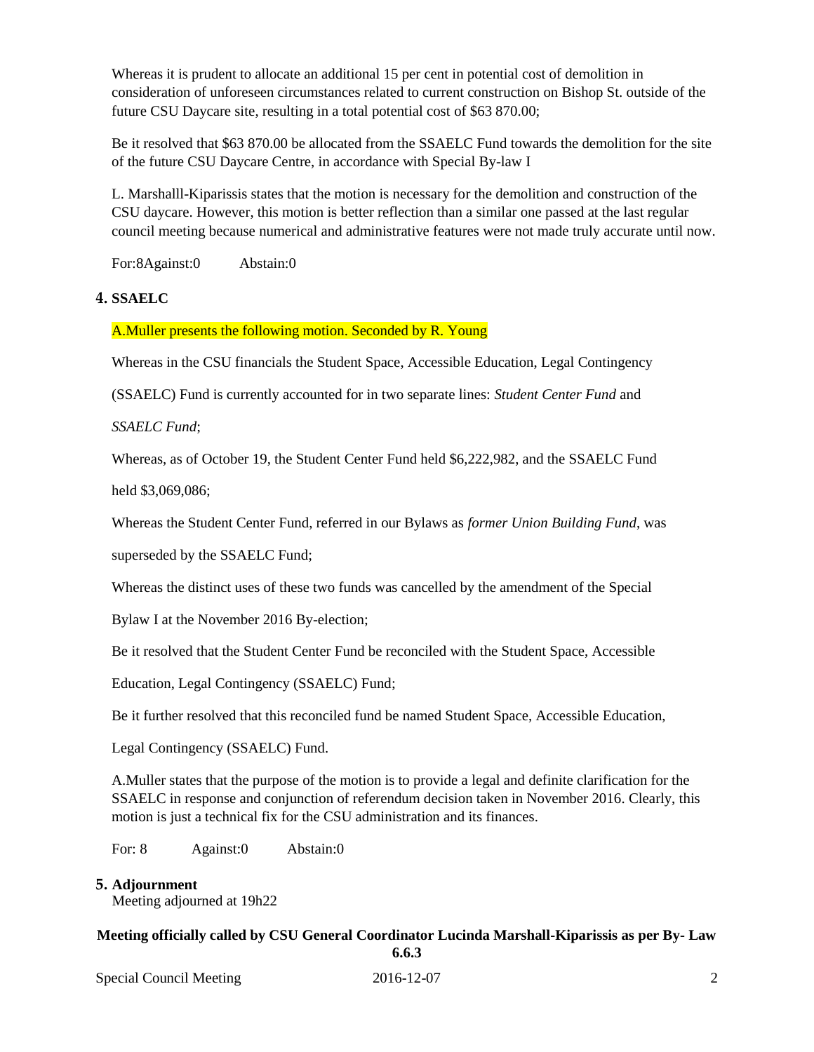Whereas it is prudent to allocate an additional 15 per cent in potential cost of demolition in consideration of unforeseen circumstances related to current construction on Bishop St. outside of the future CSU Daycare site, resulting in a total potential cost of $63 870.00;

Be it resolved that $63 870.00 be allocated from the SSAELC Fund towards the demolition for the site of the future CSU Daycare Centre, in accordance with Special By-law I

L. Marshalll-Kiparissis states that the motion is necessary for the demolition and construction of the CSU daycare. However, this motion is better reflection than a similar one passed at the last regular council meeting because numerical and administrative features were not made truly accurate until now.

For:8Against:0 Abstain:0

## 4. SSAELC

A.Muller presents the following motion. Seconded by R. Young

Whereas in the CSU financials the Student Space, Accessible Education, Legal Contingency

(SSAELC) Fund is currently accounted for in two separate lines: *Student Center Fund* and

*SSAELC Fund*;

Whereas, as of October 19, the Student Center Fund held $6,222,982, and the SSAELC Fund

held $3,069,086;

Whereas the Student Center Fund, referred in our Bylaws as *former Union Building Fund*, was

superseded by the SSAELC Fund;

Whereas the distinct uses of these two funds was cancelled by the amendment of the Special

Bylaw I at the November 2016 By-election;

Be it resolved that the Student Center Fund be reconciled with the Student Space, Accessible

Education, Legal Contingency (SSAELC) Fund;

Be it further resolved that this reconciled fund be named Student Space, Accessible Education,

Legal Contingency (SSAELC) Fund.

A.Muller states that the purpose of the motion is to provide a legal and definite clarification for the SSAELC in response and conjunction of referendum decision taken in November 2016. Clearly, this motion is just a technical fix for the CSU administration and its finances.

For: 8 Against:0 Abstain:0

## 5. Adjournment

Meeting adjourned at 19h22

**Meeting officially called by CSU General Coordinator Lucinda Marshall-Kiparissis as per By- Law 6.6.3**